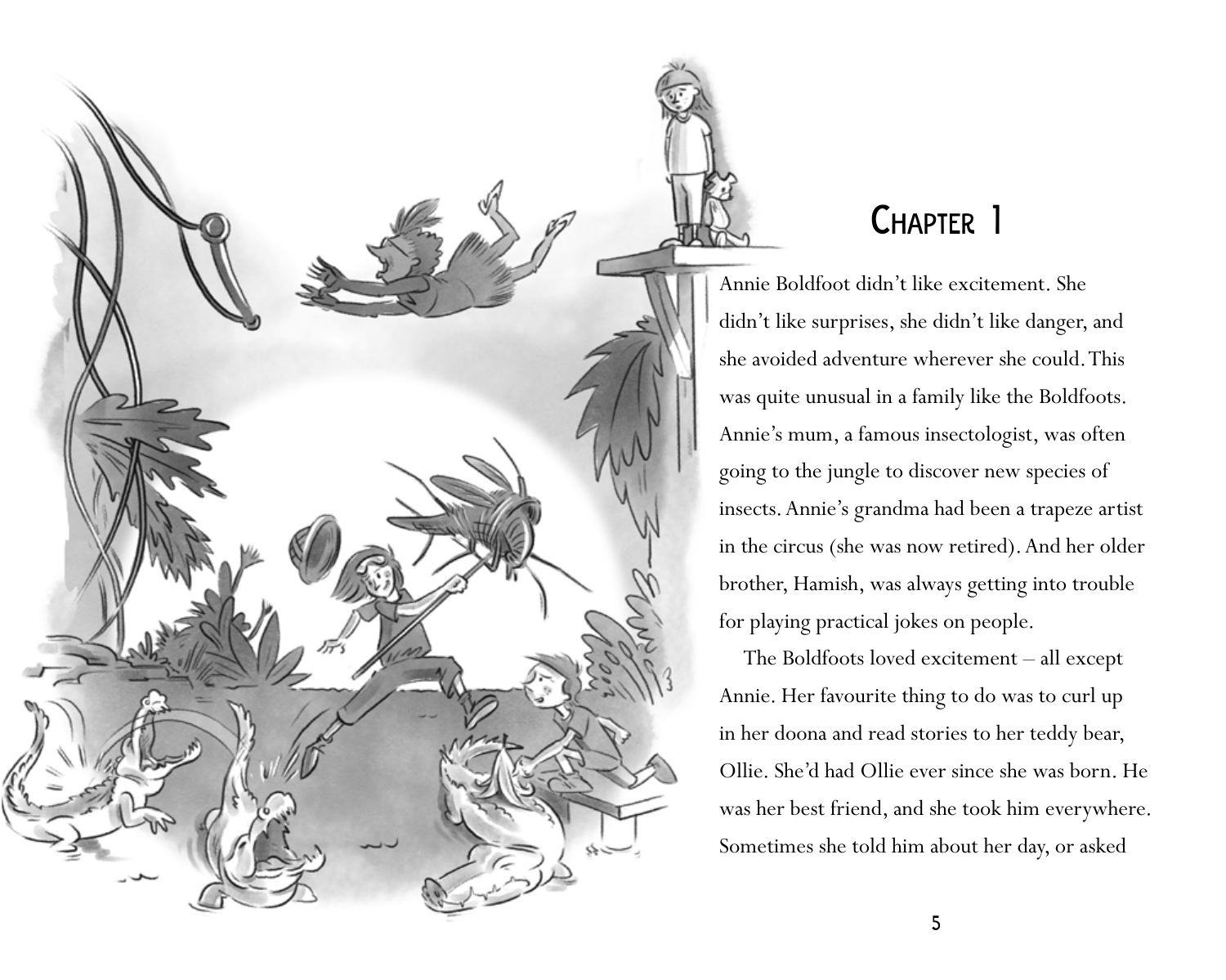# Chapter 1

Annie Boldfoot didn't like excitement. She didn't like surprises, she didn't like danger, and she avoided adventure wherever she could. This was quite unusual in a family like the Boldfoots. Annie's mum, a famous insectologist, was often going to the jungle to discover new species of insects. Annie's grandma had been a trapeze artist in the circus (she was now retired). And her older brother, Hamish, was always getting into trouble for playing practical jokes on people.

The Boldfoots loved excitement – all except Annie. Her favourite thing to do was to curl up in her doona and read stories to her teddy bear, Ollie. She'd had Ollie ever since she was born. He was her best friend, and she took him everywhere. Sometimes she told him about her day, or asked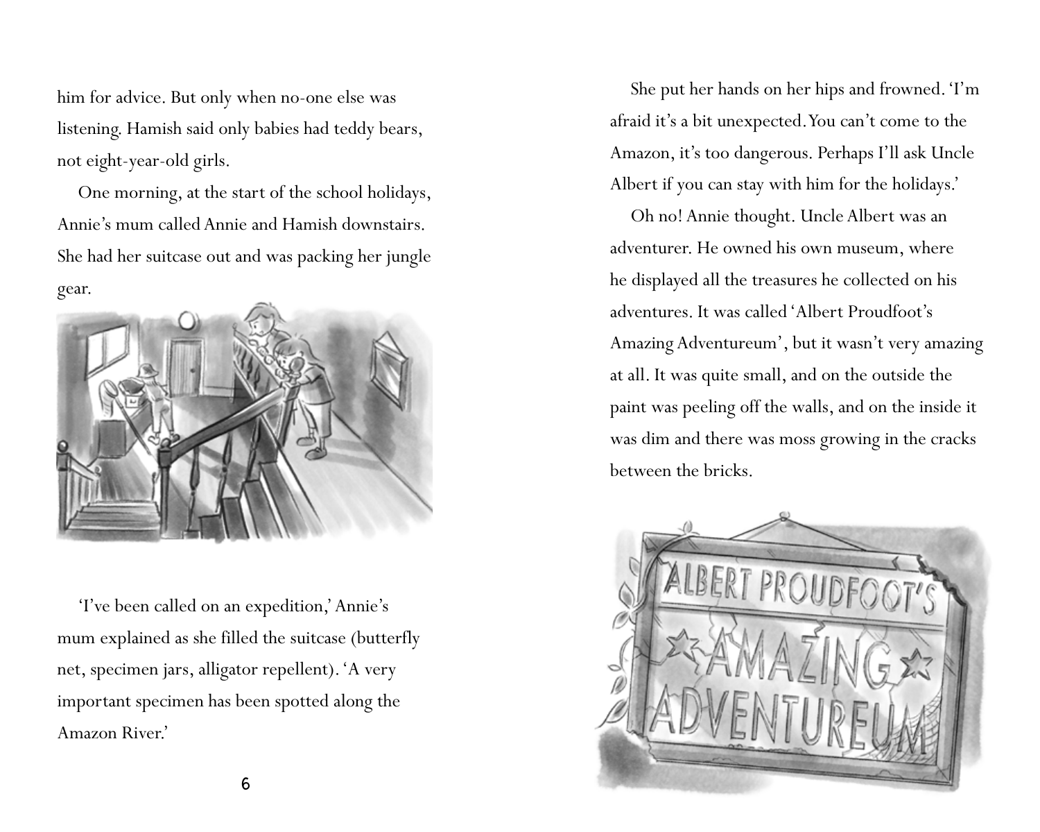him for advice. But only when no-one else was listening. Hamish said only babies had teddy bears, not eight-year-old girls.

One morning, at the start of the school holidays, Annie's mum called Annie and Hamish downstairs. She had her suitcase out and was packing her jungle gear.

'I've been called on an expedition,' Annie's mum explained as she filled the suitcase (butterfly net, specimen jars, alligator repellent). 'A very important specimen has been spotted along the Amazon River.'

She put her hands on her hips and frowned. 'I'm afraid it's a bit unexpected. You can't come to the Amazon, it's too dangerous. Perhaps I'll ask Uncle Albert if you can stay with him for the holidays.'

Oh no! Annie thought. Uncle Albert was an adventurer. He owned his own museum, where he displayed all the treasures he collected on his adventures. It was called 'Albert Proudfoot's Amazing Adventureum', but it wasn't very amazing at all. It was quite small, and on the outside the paint was peeling off the walls, and on the inside it was dim and there was moss growing in the cracks between the bricks.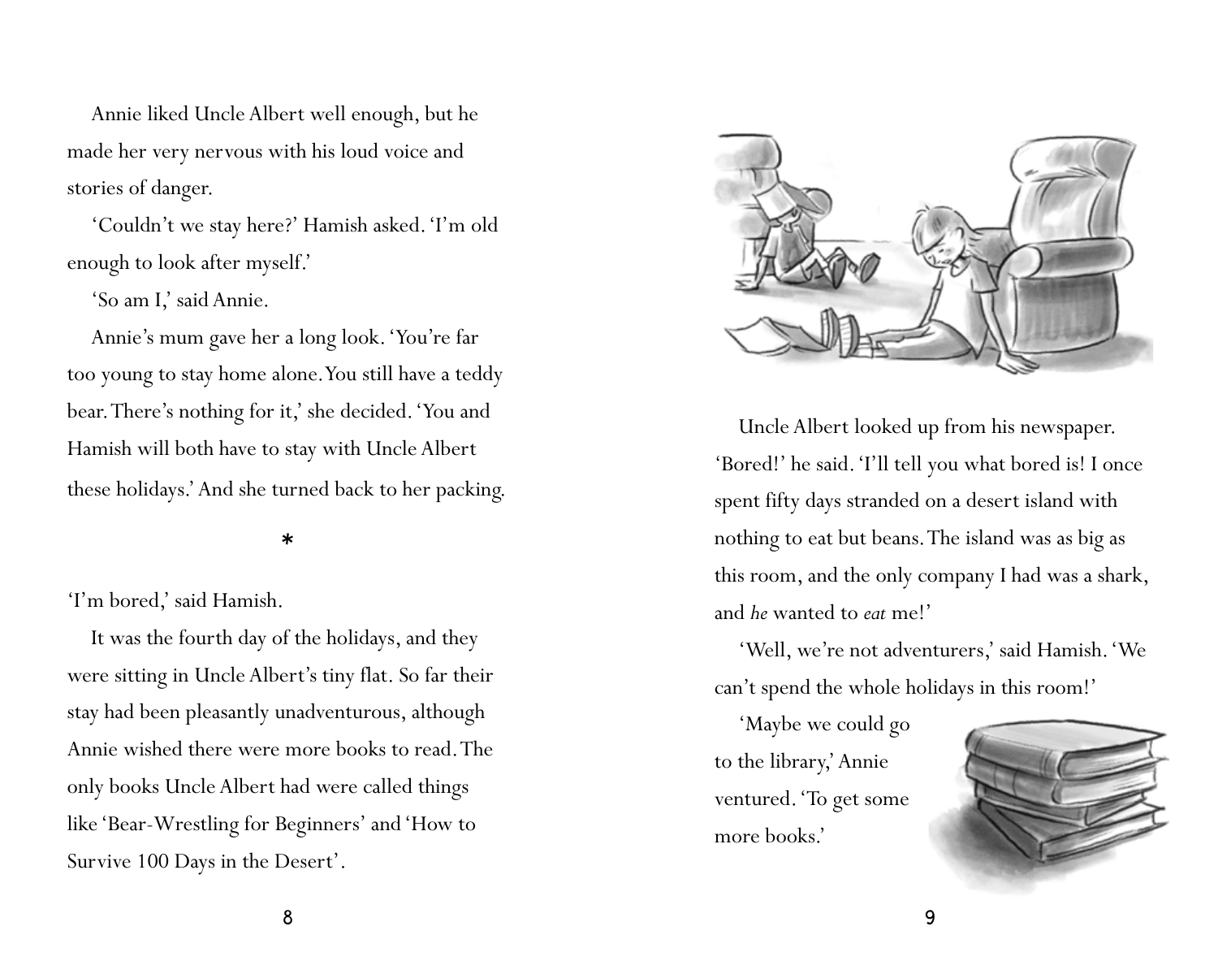Annie liked Uncle Albert well enough, but he made her very nervous with his loud voice and stories of danger.

'Couldn't we stay here?' Hamish asked. 'I'm old enough to look after myself.'

'So am I,' said Annie.

Annie's mum gave her a long look. 'You're far too young to stay home alone. You still have a teddy bear. There's nothing for it,' she decided. 'You and Hamish will both have to stay with Uncle Albert these holidays.' And she turned back to her packing.

*

'I'm bored,' said Hamish.

It was the fourth day of the holidays, and they were sitting in Uncle Albert's tiny flat. So far their stay had been pleasantly unadventurous, although Annie wished there were more books to read. The only books Uncle Albert had were called things like 'Bear-Wrestling for Beginners' and 'How to Survive 100 Days in the Desert'.

Uncle Albert looked up from his newspaper. 'Bored!' he said. 'I'll tell you what bored is! I once spent fifty days stranded on a desert island with nothing to eat but beans. The island was as big as this room, and the only company I had was a shark, and *he* wanted to *eat* me!'

'Well, we're not adventurers,' said Hamish. 'We can't spend the whole holidays in this room!'

'Maybe we could go to the library,' Annie ventured. 'To get some more books.'